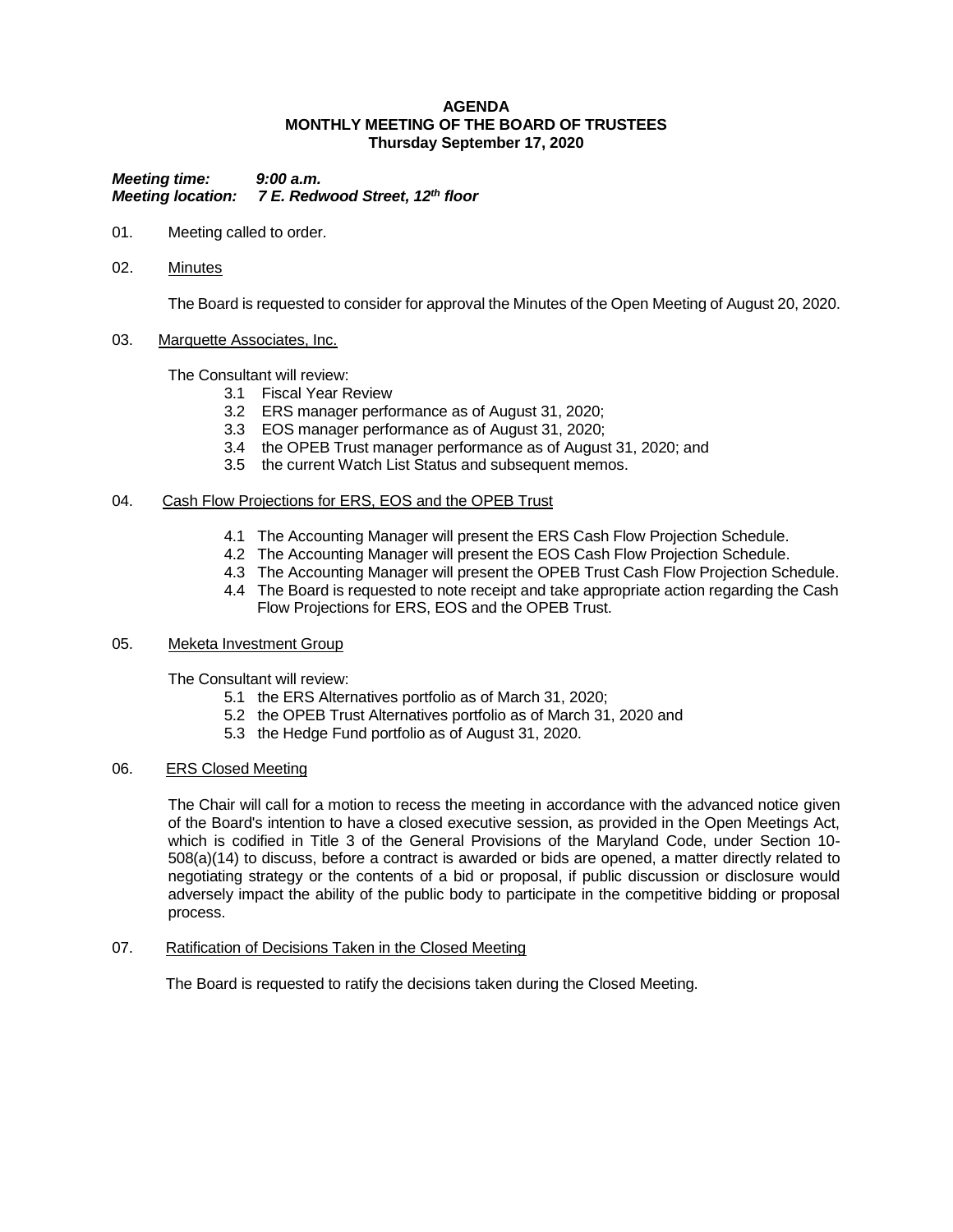**AGENDA**
**MONTHLY MEETING OF THE BOARD OF TRUSTEES**
**Thursday September 17, 2020**

***Meeting time:*** ***9:00 a.m.***
***Meeting location:*** ***7 E. Redwood Street, 12th floor***

01. Meeting called to order.

02. <u>Minutes</u>

    The Board is requested to consider for approval the Minutes of the Open Meeting of August 20, 2020.

03. <u>Marquette Associates, Inc.</u>

    The Consultant will review:
    - 3.1 Fiscal Year Review
    - 3.2 ERS manager performance as of August 31, 2020;
    - 3.3 EOS manager performance as of August 31, 2020;
    - 3.4 the OPEB Trust manager performance as of August 31, 2020; and
    - 3.5 the current Watch List Status and subsequent memos.

04. <u>Cash Flow Projections for ERS, EOS and the OPEB Trust</u>

    - 4.1 The Accounting Manager will present the ERS Cash Flow Projection Schedule.
    - 4.2 The Accounting Manager will present the EOS Cash Flow Projection Schedule.
    - 4.3 The Accounting Manager will present the OPEB Trust Cash Flow Projection Schedule.
    - 4.4 The Board is requested to note receipt and take appropriate action regarding the Cash Flow Projections for ERS, EOS and the OPEB Trust.

05. <u>Meketa Investment Group</u>

    The Consultant will review:
    - 5.1 the ERS Alternatives portfolio as of March 31, 2020;
    - 5.2 the OPEB Trust Alternatives portfolio as of March 31, 2020 and
    - 5.3 the Hedge Fund portfolio as of August 31, 2020.

06. <u>ERS Closed Meeting</u>

    The Chair will call for a motion to recess the meeting in accordance with the advanced notice given of the Board's intention to have a closed executive session, as provided in the Open Meetings Act, which is codified in Title 3 of the General Provisions of the Maryland Code, under Section 10-508(a)(14) to discuss, before a contract is awarded or bids are opened, a matter directly related to negotiating strategy or the contents of a bid or proposal, if public discussion or disclosure would adversely impact the ability of the public body to participate in the competitive bidding or proposal process.

07. <u>Ratification of Decisions Taken in the Closed Meeting</u>

    The Board is requested to ratify the decisions taken during the Closed Meeting.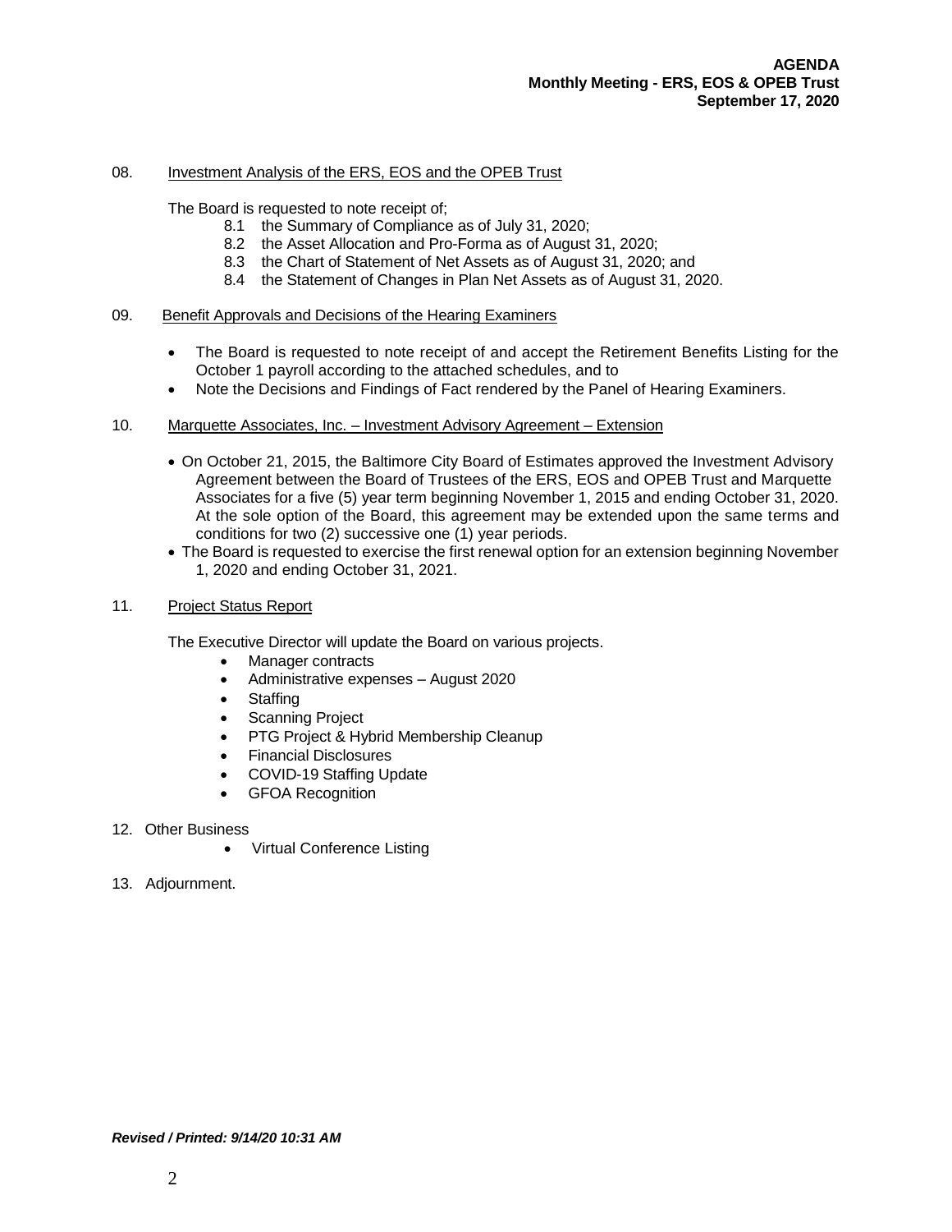08. Investment Analysis of the ERS, EOS and the OPEB Trust

The Board is requested to note receipt of;

8.1 the Summary of Compliance as of July 31, 2020;
8.2 the Asset Allocation and Pro-Forma as of August 31, 2020;
8.3 the Chart of Statement of Net Assets as of August 31, 2020; and
8.4 the Statement of Changes in Plan Net Assets as of August 31, 2020.

09. Benefit Approvals and Decisions of the Hearing Examiners

- The Board is requested to note receipt of and accept the Retirement Benefits Listing for the October 1 payroll according to the attached schedules, and to
- Note the Decisions and Findings of Fact rendered by the Panel of Hearing Examiners.

10. Marquette Associates, Inc. – Investment Advisory Agreement – Extension

- On October 21, 2015, the Baltimore City Board of Estimates approved the Investment Advisory Agreement between the Board of Trustees of the ERS, EOS and OPEB Trust and Marquette Associates for a five (5) year term beginning November 1, 2015 and ending October 31, 2020. At the sole option of the Board, this agreement may be extended upon the same terms and conditions for two (2) successive one (1) year periods.
- The Board is requested to exercise the first renewal option for an extension beginning November 1, 2020 and ending October 31, 2021.

11. Project Status Report

The Executive Director will update the Board on various projects.

- Manager contracts
- Administrative expenses – August 2020
- Staffing
- Scanning Project
- PTG Project & Hybrid Membership Cleanup
- Financial Disclosures
- COVID-19 Staffing Update
- GFOA Recognition

12. Other Business

- Virtual Conference Listing

13. Adjournment.

***Revised / Printed: 9/14/20 10:31 AM***